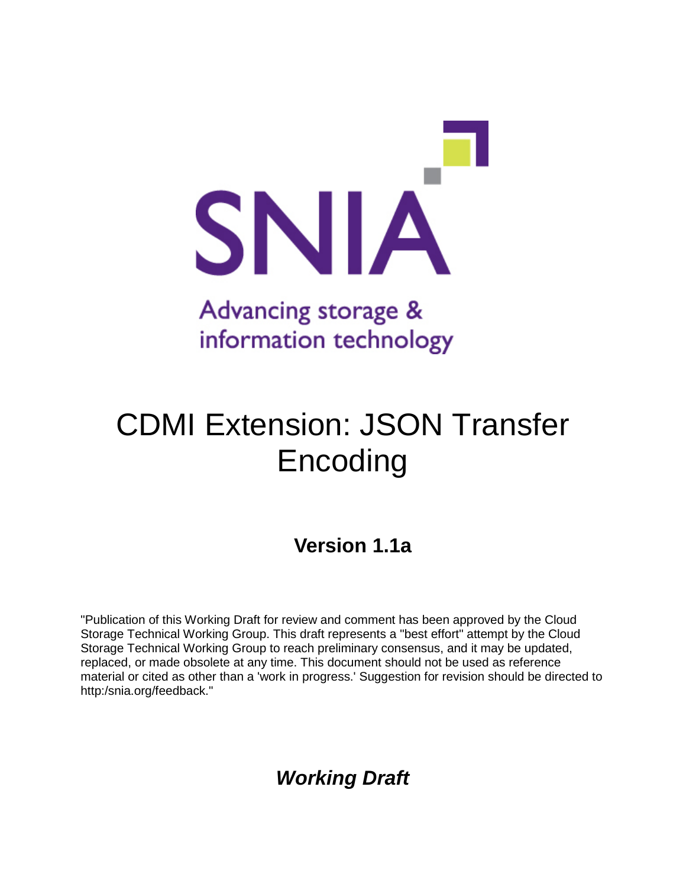SNIA

Advancing storage & information technology

# CDMI Extension: JSON Transfer Encoding

## Version 1.1a

"Publication of this Working Draft for review and comment has been approved by the Cloud Storage Technical Working Group. This draft represents a "best effort" attempt by the Cloud Storage Technical Working Group to reach preliminary consensus, and it may be updated, replaced, or made obsolete at any time. This document should not be used as reference material or cited as other than a 'work in progress.' Suggestion for revision should be directed to http:/snia.org/feedback."

***Working Draft***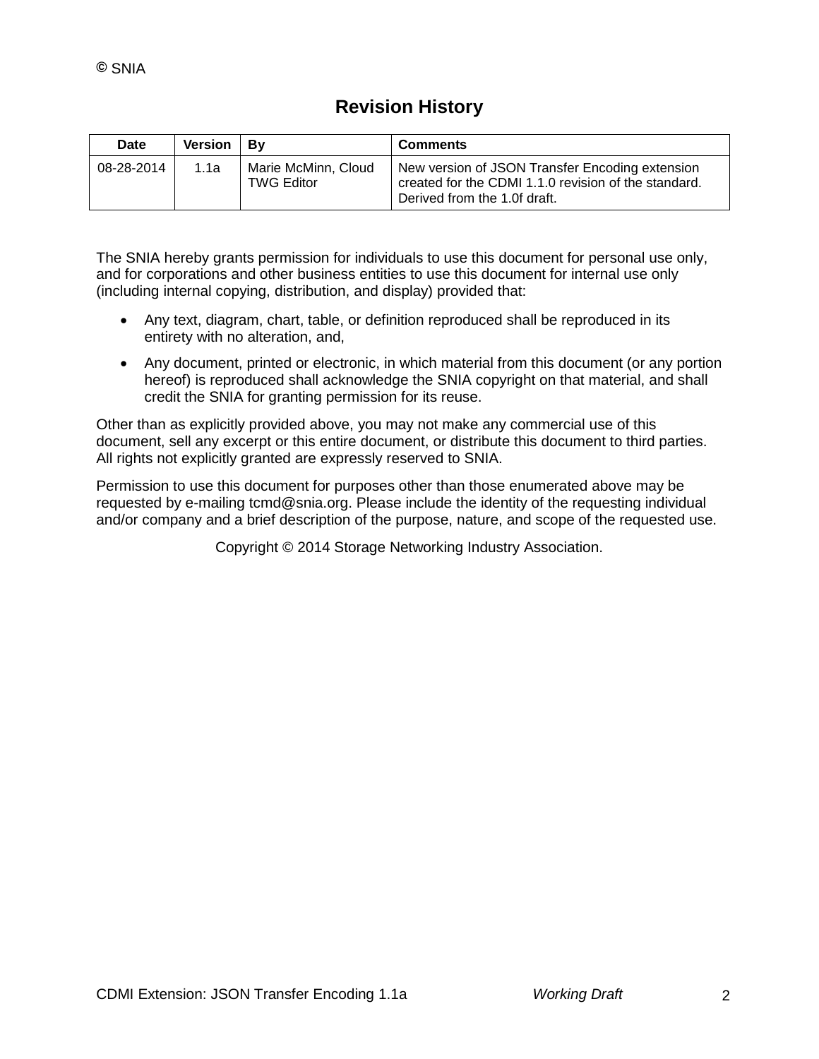© SNIA

# Revision History

| Date | Version | By | Comments |
|---|---|---|---|
| 08-28-2014 | 1.1a | Marie McMinn, Cloud TWG Editor | New version of JSON Transfer Encoding extension created for the CDMI 1.1.0 revision of the standard. Derived from the 1.0f draft. |

The SNIA hereby grants permission for individuals to use this document for personal use only, and for corporations and other business entities to use this document for internal use only (including internal copying, distribution, and display) provided that:

- Any text, diagram, chart, table, or definition reproduced shall be reproduced in its entirety with no alteration, and,
- Any document, printed or electronic, in which material from this document (or any portion hereof) is reproduced shall acknowledge the SNIA copyright on that material, and shall credit the SNIA for granting permission for its reuse.

Other than as explicitly provided above, you may not make any commercial use of this document, sell any excerpt or this entire document, or distribute this document to third parties. All rights not explicitly granted are expressly reserved to SNIA.

Permission to use this document for purposes other than those enumerated above may be requested by e-mailing tcmd@snia.org. Please include the identity of the requesting individual and/or company and a brief description of the purpose, nature, and scope of the requested use.

Copyright © 2014 Storage Networking Industry Association.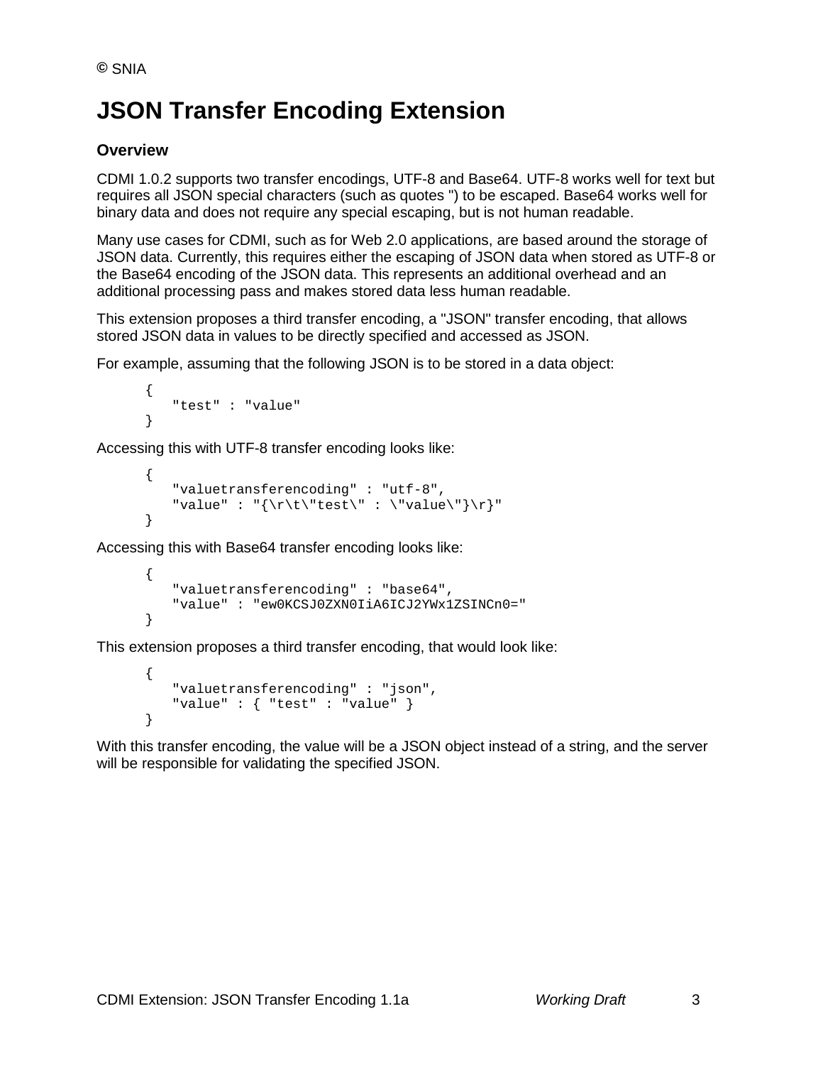# JSON Transfer Encoding Extension

### Overview

CDMI 1.0.2 supports two transfer encodings, UTF-8 and Base64. UTF-8 works well for text but requires all JSON special characters (such as quotes ") to be escaped. Base64 works well for binary data and does not require any special escaping, but is not human readable.

Many use cases for CDMI, such as for Web 2.0 applications, are based around the storage of JSON data. Currently, this requires either the escaping of JSON data when stored as UTF-8 or the Base64 encoding of the JSON data. This represents an additional overhead and an additional processing pass and makes stored data less human readable.

This extension proposes a third transfer encoding, a "JSON" transfer encoding, that allows stored JSON data in values to be directly specified and accessed as JSON.

For example, assuming that the following JSON is to be stored in a data object:

```
{
   "test" : "value"
}
```

Accessing this with UTF-8 transfer encoding looks like:

```
{
   "valuetransferencoding" : "utf-8",
   "value" : "{\r\t\"test\" : \"value\"}\r}"
}
```

Accessing this with Base64 transfer encoding looks like:

```
{
   "valuetransferencoding" : "base64",
   "value" : "ew0KCSJ0ZXN0IiA6ICJ2YWx1ZSINCn0="
}
```

This extension proposes a third transfer encoding, that would look like:

```
{
   "valuetransferencoding" : "json",
   "value" : { "test" : "value" }
}
```

With this transfer encoding, the value will be a JSON object instead of a string, and the server will be responsible for validating the specified JSON.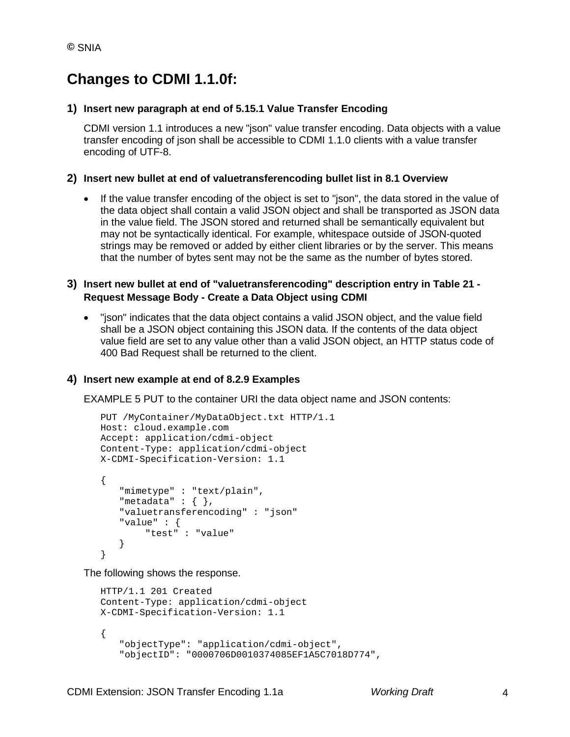## Changes to CDMI 1.1.0f:

**1) Insert new paragraph at end of 5.15.1 Value Transfer Encoding**

CDMI version 1.1 introduces a new "json" value transfer encoding. Data objects with a value transfer encoding of json shall be accessible to CDMI 1.1.0 clients with a value transfer encoding of UTF-8.

**2) Insert new bullet at end of valuetransferencoding bullet list in 8.1 Overview**

- If the value transfer encoding of the object is set to "json", the data stored in the value of the data object shall contain a valid JSON object and shall be transported as JSON data in the value field. The JSON stored and returned shall be semantically equivalent but may not be syntactically identical. For example, whitespace outside of JSON-quoted strings may be removed or added by either client libraries or by the server. This means that the number of bytes sent may not be the same as the number of bytes stored.

**3) Insert new bullet at end of "valuetransferencoding" description entry in Table 21 - Request Message Body - Create a Data Object using CDMI**

- "json" indicates that the data object contains a valid JSON object, and the value field shall be a JSON object containing this JSON data. If the contents of the data object value field are set to any value other than a valid JSON object, an HTTP status code of 400 Bad Request shall be returned to the client.

**4) Insert new example at end of 8.2.9 Examples**

EXAMPLE 5 PUT to the container URI the data object name and JSON contents:

```
PUT /MyContainer/MyDataObject.txt HTTP/1.1
Host: cloud.example.com
Accept: application/cdmi-object
Content-Type: application/cdmi-object
X-CDMI-Specification-Version: 1.1

{
   "mimetype" : "text/plain",
   "metadata" : { },
   "valuetransferencoding" : "json"
   "value" : {
        "test" : "value"
   }
}
```

The following shows the response.

```
HTTP/1.1 201 Created
Content-Type: application/cdmi-object
X-CDMI-Specification-Version: 1.1

{
   "objectType": "application/cdmi-object",
   "objectID": "0000706D0010374085EF1A5C7018D774",
```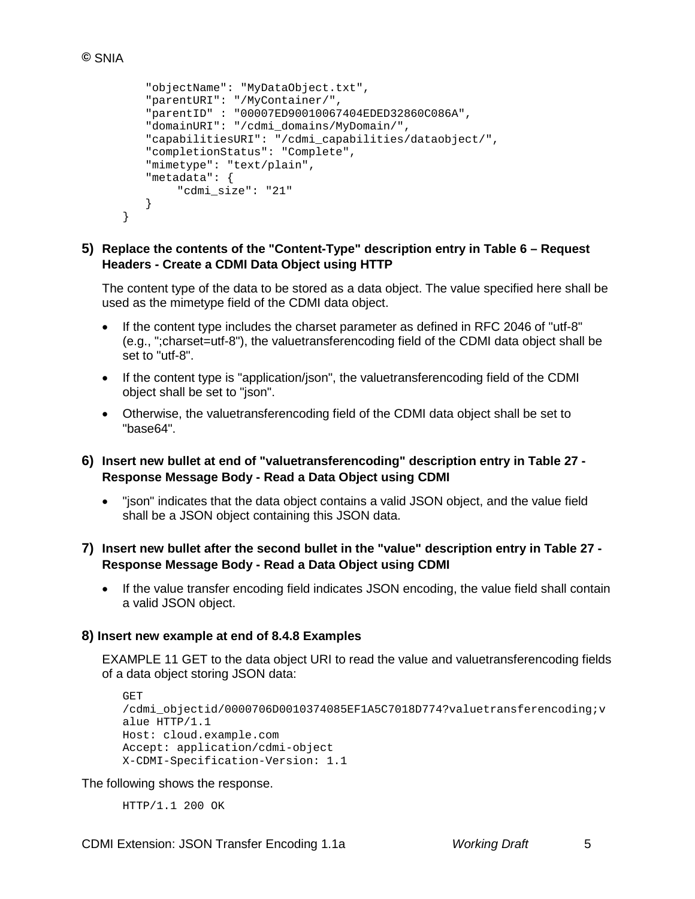```
    "objectName": "MyDataObject.txt",
    "parentURI": "/MyContainer/",
    "parentID" : "00007ED90010067404EDED32860C086A",
    "domainURI": "/cdmi_domains/MyDomain/",
    "capabilitiesURI": "/cdmi_capabilities/dataobject/",
    "completionStatus": "Complete",
    "mimetype": "text/plain",
    "metadata": {
        "cdmi_size": "21"
    }
}
```

### 5) Replace the contents of the "Content-Type" description entry in Table 6 – Request Headers - Create a CDMI Data Object using HTTP

The content type of the data to be stored as a data object. The value specified here shall be used as the mimetype field of the CDMI data object.

- If the content type includes the charset parameter as defined in RFC 2046 of "utf-8" (e.g., ";charset=utf-8"), the valuetransferencoding field of the CDMI data object shall be set to "utf-8".
- If the content type is "application/json", the valuetransferencoding field of the CDMI object shall be set to "json".
- Otherwise, the valuetransferencoding field of the CDMI data object shall be set to "base64".

### 6) Insert new bullet at end of "valuetransferencoding" description entry in Table 27 - Response Message Body - Read a Data Object using CDMI

- "json" indicates that the data object contains a valid JSON object, and the value field shall be a JSON object containing this JSON data.

### 7) Insert new bullet after the second bullet in the "value" description entry in Table 27 - Response Message Body - Read a Data Object using CDMI

- If the value transfer encoding field indicates JSON encoding, the value field shall contain a valid JSON object.

### 8) Insert new example at end of 8.4.8 Examples

EXAMPLE 11 GET to the data object URI to read the value and valuetransferencoding fields of a data object storing JSON data:

```
GET
/cdmi_objectid/0000706D0010374085EF1A5C7018D774?valuetransferencoding;v
alue HTTP/1.1
Host: cloud.example.com
Accept: application/cdmi-object
X-CDMI-Specification-Version: 1.1
```

The following shows the response.

```
HTTP/1.1 200 OK
```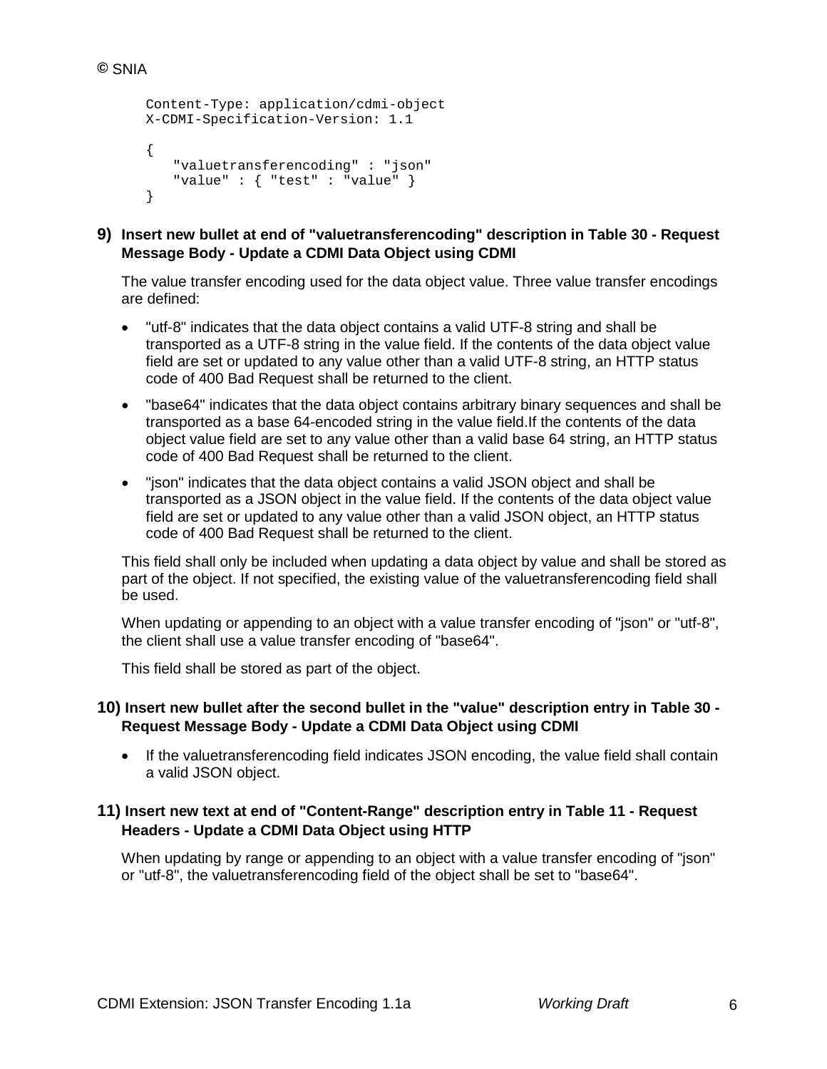```
Content-Type: application/cdmi-object
X-CDMI-Specification-Version: 1.1

{
   "valuetransferencoding" : "json"
   "value" : { "test" : "value" }
}
```

**9) Insert new bullet at end of "valuetransferencoding" description in Table 30 - Request Message Body - Update a CDMI Data Object using CDMI**

The value transfer encoding used for the data object value. Three value transfer encodings are defined:

- "utf-8" indicates that the data object contains a valid UTF-8 string and shall be transported as a UTF-8 string in the value field. If the contents of the data object value field are set or updated to any value other than a valid UTF-8 string, an HTTP status code of 400 Bad Request shall be returned to the client.
- "base64" indicates that the data object contains arbitrary binary sequences and shall be transported as a base 64-encoded string in the value field.If the contents of the data object value field are set to any value other than a valid base 64 string, an HTTP status code of 400 Bad Request shall be returned to the client.
- "json" indicates that the data object contains a valid JSON object and shall be transported as a JSON object in the value field. If the contents of the data object value field are set or updated to any value other than a valid JSON object, an HTTP status code of 400 Bad Request shall be returned to the client.

This field shall only be included when updating a data object by value and shall be stored as part of the object. If not specified, the existing value of the valuetransferencoding field shall be used.

When updating or appending to an object with a value transfer encoding of "json" or "utf-8", the client shall use a value transfer encoding of "base64".

This field shall be stored as part of the object.

**10) Insert new bullet after the second bullet in the "value" description entry in Table 30 - Request Message Body - Update a CDMI Data Object using CDMI**

- If the valuetransferencoding field indicates JSON encoding, the value field shall contain a valid JSON object.

**11) Insert new text at end of "Content-Range" description entry in Table 11 - Request Headers - Update a CDMI Data Object using HTTP**

When updating by range or appending to an object with a value transfer encoding of "json" or "utf-8", the valuetransferencoding field of the object shall be set to "base64".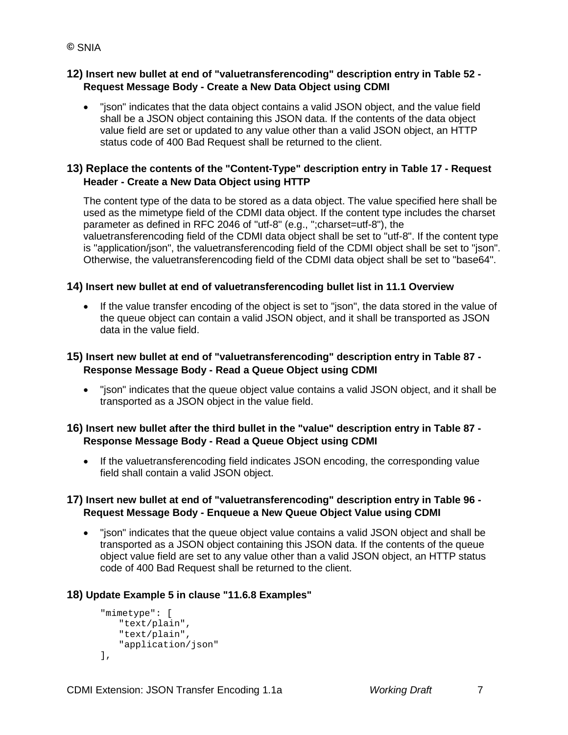**12) Insert new bullet at end of "valuetransferencoding" description entry in Table 52 - Request Message Body - Create a New Data Object using CDMI**

- "json" indicates that the data object contains a valid JSON object, and the value field shall be a JSON object containing this JSON data. If the contents of the data object value field are set or updated to any value other than a valid JSON object, an HTTP status code of 400 Bad Request shall be returned to the client.

**13) Replace the contents of the "Content-Type" description entry in Table 17 - Request Header - Create a New Data Object using HTTP**

The content type of the data to be stored as a data object. The value specified here shall be used as the mimetype field of the CDMI data object. If the content type includes the charset parameter as defined in RFC 2046 of "utf-8" (e.g., ";charset=utf-8"), the valuetransferencoding field of the CDMI data object shall be set to "utf-8". If the content type is "application/json", the valuetransferencoding field of the CDMI object shall be set to "json". Otherwise, the valuetransferencoding field of the CDMI data object shall be set to "base64".

**14) Insert new bullet at end of valuetransferencoding bullet list in 11.1 Overview**

- If the value transfer encoding of the object is set to "json", the data stored in the value of the queue object can contain a valid JSON object, and it shall be transported as JSON data in the value field.

**15) Insert new bullet at end of "valuetransferencoding" description entry in Table 87 - Response Message Body - Read a Queue Object using CDMI**

- "json" indicates that the queue object value contains a valid JSON object, and it shall be transported as a JSON object in the value field.

**16) Insert new bullet after the third bullet in the "value" description entry in Table 87 - Response Message Body - Read a Queue Object using CDMI**

- If the valuetransferencoding field indicates JSON encoding, the corresponding value field shall contain a valid JSON object.

**17) Insert new bullet at end of "valuetransferencoding" description entry in Table 96 - Request Message Body - Enqueue a New Queue Object Value using CDMI**

- "json" indicates that the queue object value contains a valid JSON object and shall be transported as a JSON object containing this JSON data. If the contents of the queue object value field are set to any value other than a valid JSON object, an HTTP status code of 400 Bad Request shall be returned to the client.

**18) Update Example 5 in clause "11.6.8 Examples"**

```
"mimetype": [
   "text/plain",
   "text/plain",
   "application/json"
],
```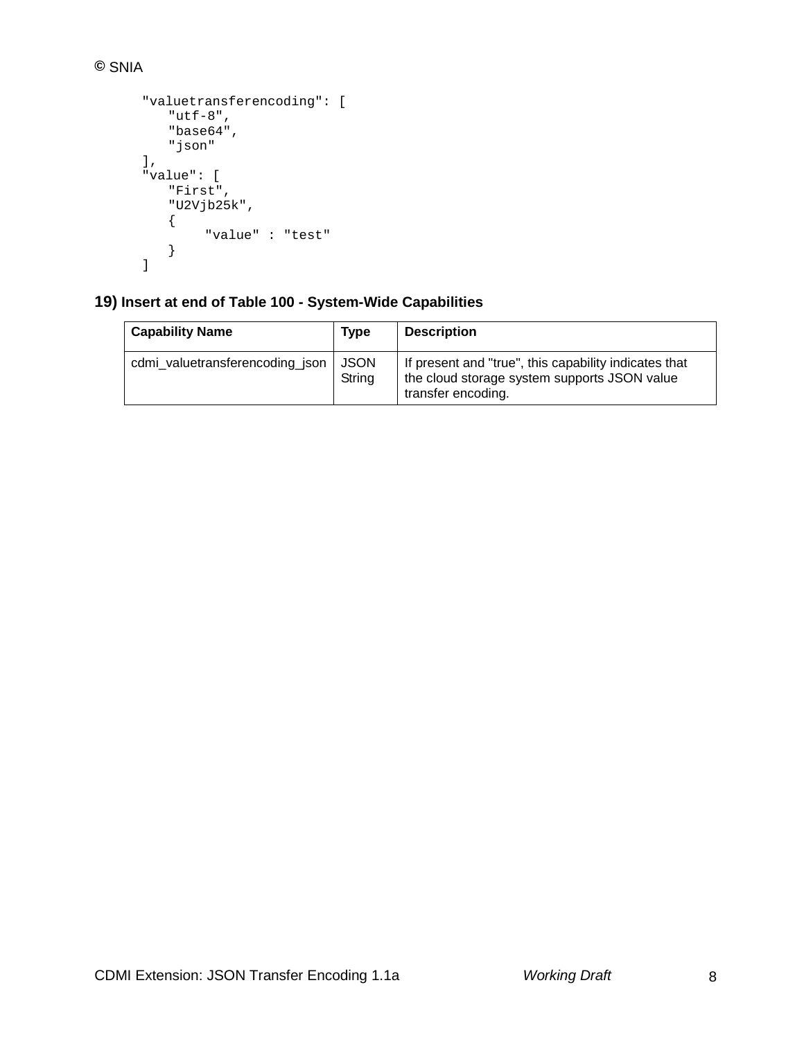```
"valuetransferencoding": [
   "utf-8",
   "base64",
   "json"
],
"value": [
   "First",
   "U2Vjb25k",
   {
        "value" : "test"
   }
]
```

**19) Insert at end of Table 100 - System-Wide Capabilities**

| Capability Name | Type | Description |
|---|---|---|
| cdmi_valuetransferencoding_json | JSON String | If present and "true", this capability indicates that the cloud storage system supports JSON value transfer encoding. |